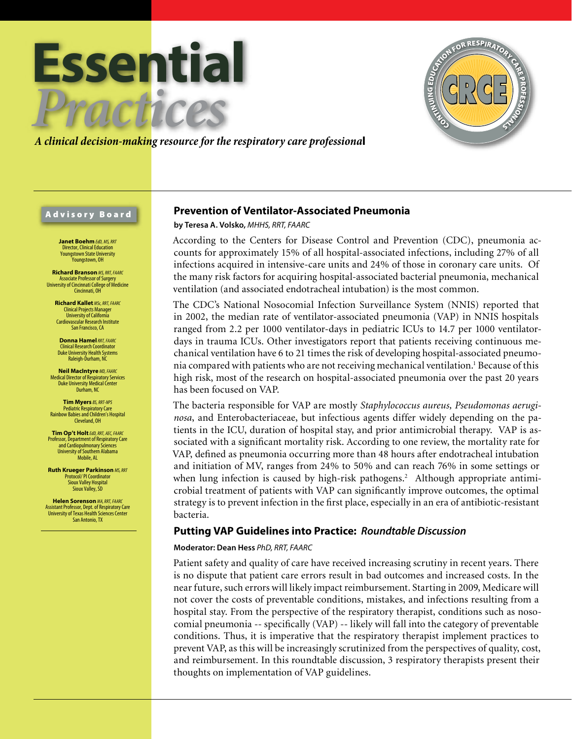# Essential *Practices*

*A clinical decision-making resource for the respiratory care professional*

CRCE — Continuing Education for Respiratory Care Professionals

## Advisory Board

**Janet Boehm** *EdD, MS, RRT*
Director, Clinical Education
Youngstown State University
Youngstown, OH

**Richard Branson** *MS, RRT, FAARC*
Associate Professor of Surgery
University of Cincinnati College of Medicine
Cincinnati, OH

**Richard Kallet** *MSc, RRT, FAARC*
Clinical Projects Manager
University of California
Cardiovascular Research Institute
San Francisco, CA

**Donna Hamel** *RRT, FAARC*
Clinical Research Coordinator
Duke University Health Systems
Raleigh-Durham, NC

**Neil MacIntyre** *MD, FAARC*
Medical Director of Respiratory Services
Duke University Medical Center
Durham, NC

**Tim Myers** *BS, RRT-NPS*
Pediatric Respiratory Care
Rainbow Babies and Children's Hospital
Cleveland, OH

**Tim Op't Holt** *EdD, RRT, AEC, FAARC*
Professor, Department of Respiratory Care
and Cardiopulmonary Sciences
University of Southern Alabama
Mobile, AL

**Ruth Krueger Parkinson** *MS, RRT*
Protocol/ PI Coordinator
Sioux Valley Hospital
Sioux Valley, SD

**Helen Sorenson** *MA, RRT, FAARC*
Assistant Professor, Dept. of Respiratory Care
University of Texas Health Sciences Center
San Antonio, TX

## Prevention of Ventilator-Associated Pneumonia

**by Teresa A. Volsko,** *MHHS, RRT, FAARC*

According to the Centers for Disease Control and Prevention (CDC), pneumonia accounts for approximately 15% of all hospital-associated infections, including 27% of all infections acquired in intensive-care units and 24% of those in coronary care units. Of the many risk factors for acquiring hospital-associated bacterial pneumonia, mechanical ventilation (and associated endotracheal intubation) is the most common.

The CDC's National Nosocomial Infection Surveillance System (NNIS) reported that in 2002, the median rate of ventilator-associated pneumonia (VAP) in NNIS hospitals ranged from 2.2 per 1000 ventilator-days in pediatric ICUs to 14.7 per 1000 ventilator-days in trauma ICUs. Other investigators report that patients receiving continuous mechanical ventilation have 6 to 21 times the risk of developing hospital-associated pneumonia compared with patients who are not receiving mechanical ventilation.[1] Because of this high risk, most of the research on hospital-associated pneumonia over the past 20 years has been focused on VAP.

The bacteria responsible for VAP are mostly *Staphylococcus aureus, Pseudomonas aeruginosa*, and Enterobacteriaceae, but infectious agents differ widely depending on the patients in the ICU, duration of hospital stay, and prior antimicrobial therapy. VAP is associated with a significant mortality risk. According to one review, the mortality rate for VAP, defined as pneumonia occurring more than 48 hours after endotracheal intubation and initiation of MV, ranges from 24% to 50% and can reach 76% in some settings or when lung infection is caused by high-risk pathogens.[2] Although appropriate antimicrobial treatment of patients with VAP can significantly improve outcomes, the optimal strategy is to prevent infection in the first place, especially in an era of antibiotic-resistant bacteria.

## Putting VAP Guidelines into Practice: *Roundtable Discussion*

**Moderator: Dean Hess** *PhD, RRT, FAARC*

Patient safety and quality of care have received increasing scrutiny in recent years. There is no dispute that patient care errors result in bad outcomes and increased costs. In the near future, such errors will likely impact reimbursement. Starting in 2009, Medicare will not cover the costs of preventable conditions, mistakes, and infections resulting from a hospital stay. From the perspective of the respiratory therapist, conditions such as nosocomial pneumonia -- specifically (VAP) -- likely will fall into the category of preventable conditions. Thus, it is imperative that the respiratory therapist implement practices to prevent VAP, as this will be increasingly scrutinized from the perspectives of quality, cost, and reimbursement. In this roundtable discussion, 3 respiratory therapists present their thoughts on implementation of VAP guidelines.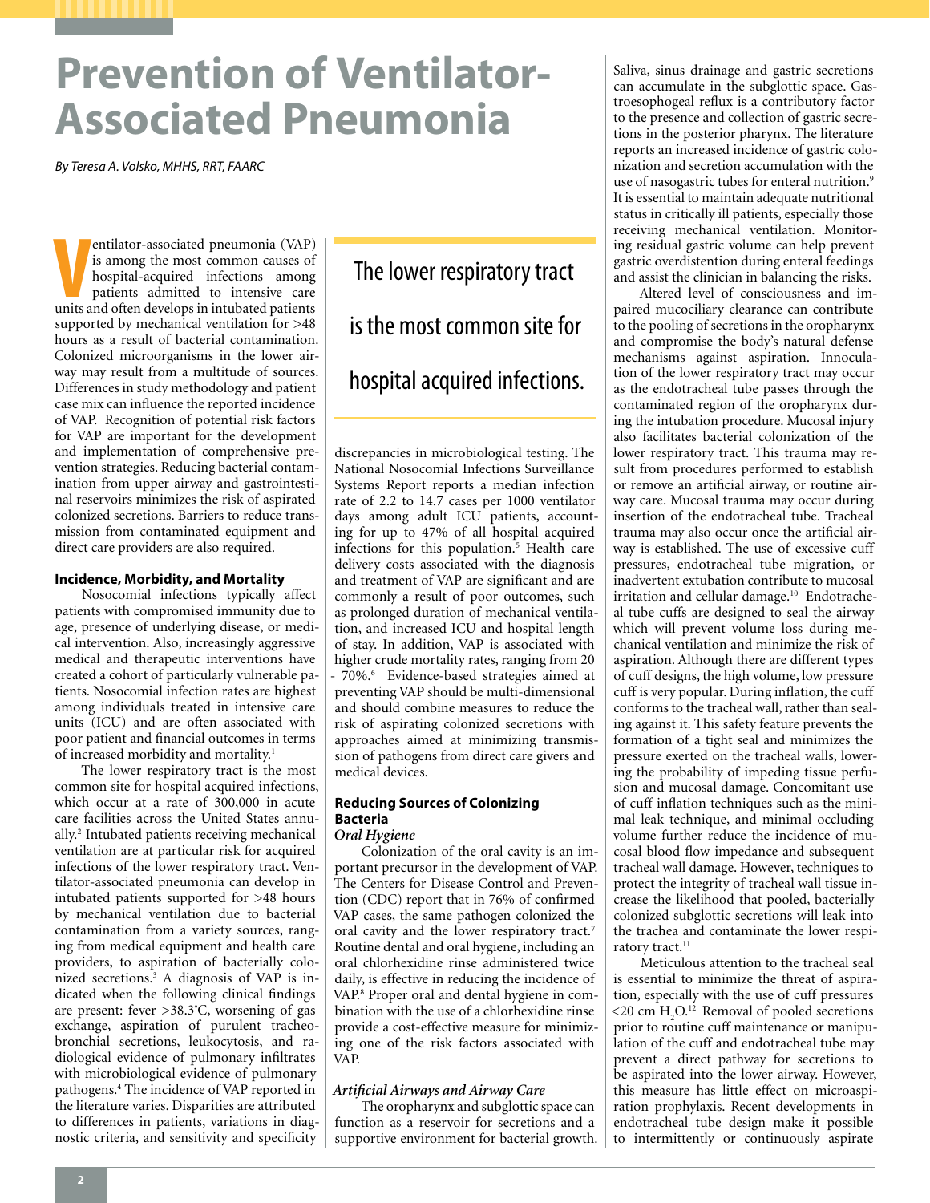# Prevention of Ventilator-Associated Pneumonia

*By Teresa A. Volsko, MHHS, RRT, FAARC*

Ventilator-associated pneumonia (VAP) is among the most common causes of hospital-acquired infections among patients admitted to intensive care units and often develops in intubated patients supported by mechanical ventilation for >48 hours as a result of bacterial contamination. Colonized microorganisms in the lower airway may result from a multitude of sources. Differences in study methodology and patient case mix can influence the reported incidence of VAP. Recognition of potential risk factors for VAP are important for the development and implementation of comprehensive prevention strategies. Reducing bacterial contamination from upper airway and gastrointestinal reservoirs minimizes the risk of aspirated colonized secretions. Barriers to reduce transmission from contaminated equipment and direct care providers are also required.

## Incidence, Morbidity, and Mortality

Nosocomial infections typically affect patients with compromised immunity due to age, presence of underlying disease, or medical intervention. Also, increasingly aggressive medical and therapeutic interventions have created a cohort of particularly vulnerable patients. Nosocomial infection rates are highest among individuals treated in intensive care units (ICU) and are often associated with poor patient and financial outcomes in terms of increased morbidity and mortality.[1]

The lower respiratory tract is the most common site for hospital acquired infections, which occur at a rate of 300,000 in acute care facilities across the United States annually.[2] Intubated patients receiving mechanical ventilation are at particular risk for acquired infections of the lower respiratory tract. Ventilator-associated pneumonia can develop in intubated patients supported for >48 hours by mechanical ventilation due to bacterial contamination from a variety sources, ranging from medical equipment and health care providers, to aspiration of bacterially colonized secretions.[3] A diagnosis of VAP is indicated when the following clinical findings are present: fever >38.3°C, worsening of gas exchange, aspiration of purulent tracheobronchial secretions, leukocytosis, and radiological evidence of pulmonary infiltrates with microbiological evidence of pulmonary pathogens.[4] The incidence of VAP reported in the literature varies. Disparities are attributed to differences in patients, variations in diagnostic criteria, and sensitivity and specificity discrepancies in microbiological testing. The National Nosocomial Infections Surveillance Systems Report reports a median infection rate of 2.2 to 14.7 cases per 1000 ventilator days among adult ICU patients, accounting for up to 47% of all hospital acquired infections for this population.[5] Health care delivery costs associated with the diagnosis and treatment of VAP are significant and are commonly a result of poor outcomes, such as prolonged duration of mechanical ventilation, and increased ICU and hospital length of stay. In addition, VAP is associated with higher crude mortality rates, ranging from 20 - 70%.[6] Evidence-based strategies aimed at preventing VAP should be multi-dimensional and should combine measures to reduce the risk of aspirating colonized secretions with approaches aimed at minimizing transmission of pathogens from direct care givers and medical devices.

> The lower respiratory tract is the most common site for hospital acquired infections.

## Reducing Sources of Colonizing Bacteria

### *Oral Hygiene*

Colonization of the oral cavity is an important precursor in the development of VAP. The Centers for Disease Control and Prevention (CDC) report that in 76% of confirmed VAP cases, the same pathogen colonized the oral cavity and the lower respiratory tract.[7] Routine dental and oral hygiene, including an oral chlorhexidine rinse administered twice daily, is effective in reducing the incidence of VAP.[8] Proper oral and dental hygiene in combination with the use of a chlorhexidine rinse provide a cost-effective measure for minimizing one of the risk factors associated with VAP.

### *Artificial Airways and Airway Care*

The oropharynx and subglottic space can function as a reservoir for secretions and a supportive environment for bacterial growth. Saliva, sinus drainage and gastric secretions can accumulate in the subglottic space. Gastroesophageal reflux is a contributory factor to the presence and collection of gastric secretions in the posterior pharynx. The literature reports an increased incidence of gastric colonization and secretion accumulation with the use of nasogastric tubes for enteral nutrition.[9] It is essential to maintain adequate nutritional status in critically ill patients, especially those receiving mechanical ventilation. Monitoring residual gastric volume can help prevent gastric overdistention during enteral feedings and assist the clinician in balancing the risks.

Altered level of consciousness and impaired mucociliary clearance can contribute to the pooling of secretions in the oropharynx and compromise the body's natural defense mechanisms against aspiration. Innoculation of the lower respiratory tract may occur as the endotracheal tube passes through the contaminated region of the oropharynx during the intubation procedure. Mucosal injury also facilitates bacterial colonization of the lower respiratory tract. This trauma may result from procedures performed to establish or remove an artificial airway, or routine airway care. Mucosal trauma may occur during insertion of the endotracheal tube. Tracheal trauma may also occur once the artificial airway is established. The use of excessive cuff pressures, endotracheal tube migration, or inadvertent extubation contribute to mucosal irritation and cellular damage.[10] Endotracheal tube cuffs are designed to seal the airway which will prevent volume loss during mechanical ventilation and minimize the risk of aspiration. Although there are different types of cuff designs, the high volume, low pressure cuff is very popular. During inflation, the cuff conforms to the tracheal wall, rather than sealing against it. This safety feature prevents the formation of a tight seal and minimizes the pressure exerted on the tracheal walls, lowering the probability of impeding tissue perfusion and mucosal damage. Concomitant use of cuff inflation techniques such as the minimal leak technique, and minimal occluding volume further reduce the incidence of mucosal blood flow impedance and subsequent tracheal wall damage. However, techniques to protect the integrity of tracheal wall tissue increase the likelihood that pooled, bacterially colonized subglottic secretions will leak into the trachea and contaminate the lower respiratory tract.[11]

Meticulous attention to the tracheal seal is essential to minimize the threat of aspiration, especially with the use of cuff pressures <20 cm $H_2O$.[12] Removal of pooled secretions prior to routine cuff maintenance or manipulation of the cuff and endotracheal tube may prevent a direct pathway for secretions to be aspirated into the lower airway. However, this measure has little effect on microaspiration prophylaxis. Recent developments in endotracheal tube design make it possible to intermittently or continuously aspirate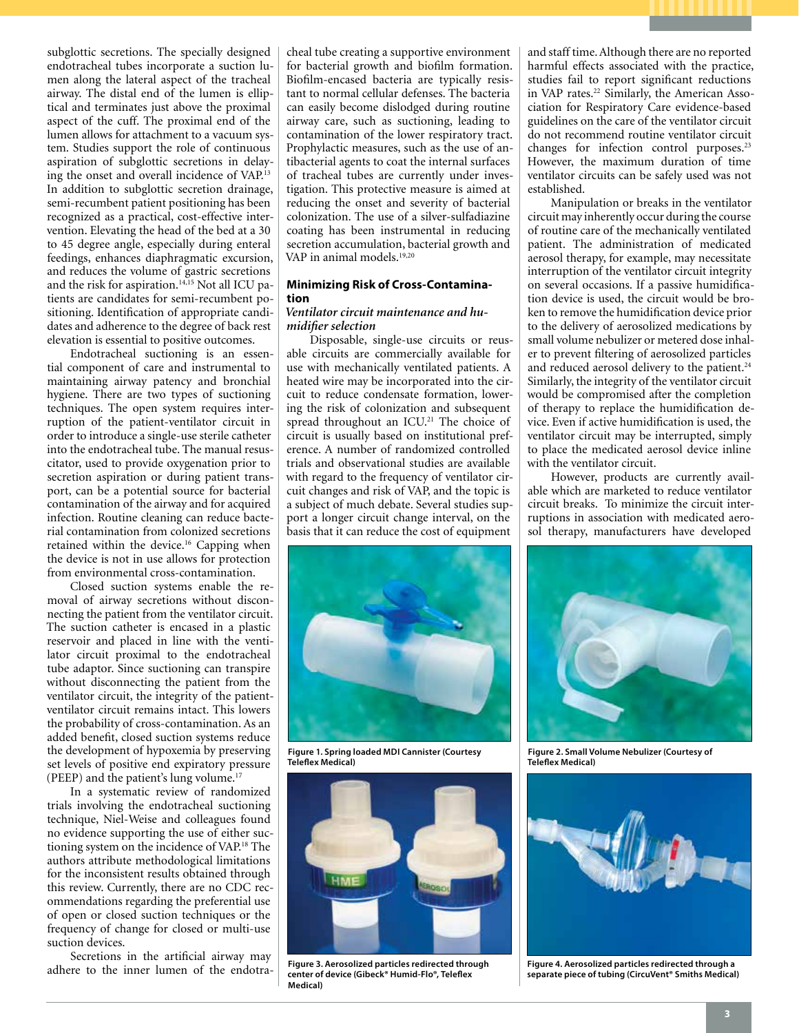subglottic secretions. The specially designed endotracheal tubes incorporate a suction lumen along the lateral aspect of the tracheal airway. The distal end of the lumen is elliptical and terminates just above the proximal aspect of the cuff. The proximal end of the lumen allows for attachment to a vacuum system. Studies support the role of continuous aspiration of subglottic secretions in delaying the onset and overall incidence of VAP.[13] In addition to subglottic secretion drainage, semi-recumbent patient positioning has been recognized as a practical, cost-effective intervention. Elevating the head of the bed at a 30 to 45 degree angle, especially during enteral feedings, enhances diaphragmatic excursion, and reduces the volume of gastric secretions and the risk for aspiration.[14,15] Not all ICU patients are candidates for semi-recumbent positioning. Identification of appropriate candidates and adherence to the degree of back rest elevation is essential to positive outcomes.

Endotracheal suctioning is an essential component of care and instrumental to maintaining airway patency and bronchial hygiene. There are two types of suctioning techniques. The open system requires interruption of the patient-ventilator circuit in order to introduce a single-use sterile catheter into the endotracheal tube. The manual resuscitator, used to provide oxygenation prior to secretion aspiration or during patient transport, can be a potential source for bacterial contamination of the airway and for acquired infection. Routine cleaning can reduce bacterial contamination from colonized secretions retained within the device.[16] Capping when the device is not in use allows for protection from environmental cross-contamination.

Closed suction systems enable the removal of airway secretions without disconnecting the patient from the ventilator circuit. The suction catheter is encased in a plastic reservoir and placed in line with the ventilator circuit proximal to the endotracheal tube adaptor. Since suctioning can transpire without disconnecting the patient from the ventilator circuit, the integrity of the patient-ventilator circuit remains intact. This lowers the probability of cross-contamination. As an added benefit, closed suction systems reduce the development of hypoxemia by preserving set levels of positive end expiratory pressure (PEEP) and the patient's lung volume.[17]

In a systematic review of randomized trials involving the endotracheal suctioning technique, Niel-Weise and colleagues found no evidence supporting the use of either suctioning system on the incidence of VAP.[18] The authors attribute methodological limitations for the inconsistent results obtained through this review. Currently, there are no CDC recommendations regarding the preferential use of open or closed suction techniques or the frequency of change for closed or multi-use suction devices.

Secretions in the artificial airway may adhere to the inner lumen of the endotracheal tube creating a supportive environment for bacterial growth and biofilm formation. Biofilm-encased bacteria are typically resistant to normal cellular defenses. The bacteria can easily become dislodged during routine airway care, such as suctioning, leading to contamination of the lower respiratory tract. Prophylactic measures, such as the use of antibacterial agents to coat the internal surfaces of tracheal tubes are currently under investigation. This protective measure is aimed at reducing the onset and severity of bacterial colonization. The use of a silver-sulfadiazine coating has been instrumental in reducing secretion accumulation, bacterial growth and VAP in animal models.[19,20]

## Minimizing Risk of Cross-Contamination

### *Ventilator circuit maintenance and humidifier selection*

Disposable, single-use circuits or reusable circuits are commercially available for use with mechanically ventilated patients. A heated wire may be incorporated into the circuit to reduce condensate formation, lowering the risk of colonization and subsequent spread throughout an ICU.[21] The choice of circuit is usually based on institutional preference. A number of randomized controlled trials and observational studies are available with regard to the frequency of ventilator circuit changes and risk of VAP, and the topic is a subject of much debate. Several studies support a longer circuit change interval, on the basis that it can reduce the cost of equipment and staff time. Although there are no reported harmful effects associated with the practice, studies fail to report significant reductions in VAP rates.[22] Similarly, the American Association for Respiratory Care evidence-based guidelines on the care of the ventilator circuit do not recommend routine ventilator circuit changes for infection control purposes.[23] However, the maximum duration of time ventilator circuits can be safely used was not established.

Manipulation or breaks in the ventilator circuit may inherently occur during the course of routine care of the mechanically ventilated patient. The administration of medicated aerosol therapy, for example, may necessitate interruption of the ventilator circuit integrity on several occasions. If a passive humidification device is used, the circuit would be broken to remove the humidification device prior to the delivery of aerosolized medications by small volume nebulizer or metered dose inhaler to prevent filtering of aerosolized particles and reduced aerosol delivery to the patient.[24] Similarly, the integrity of the ventilator circuit would be compromised after the completion of therapy to replace the humidification device. Even if active humidification is used, the ventilator circuit may be interrupted, simply to place the medicated aerosol device inline with the ventilator circuit.

However, products are currently available which are marketed to reduce ventilator circuit breaks. To minimize the circuit interruptions in association with medicated aerosol therapy, manufacturers have developed

**Figure 1. Spring loaded MDI Cannister (Courtesy Teleflex Medical)**

**Figure 2. Small Volume Nebulizer (Courtesy of Teleflex Medical)**

**Figure 3. Aerosolized particles redirected through center of device (Gibeck® Humid-Flo®, Teleflex Medical)**

**Figure 4. Aerosolized particles redirected through a separate piece of tubing (CircuVent® Smiths Medical)**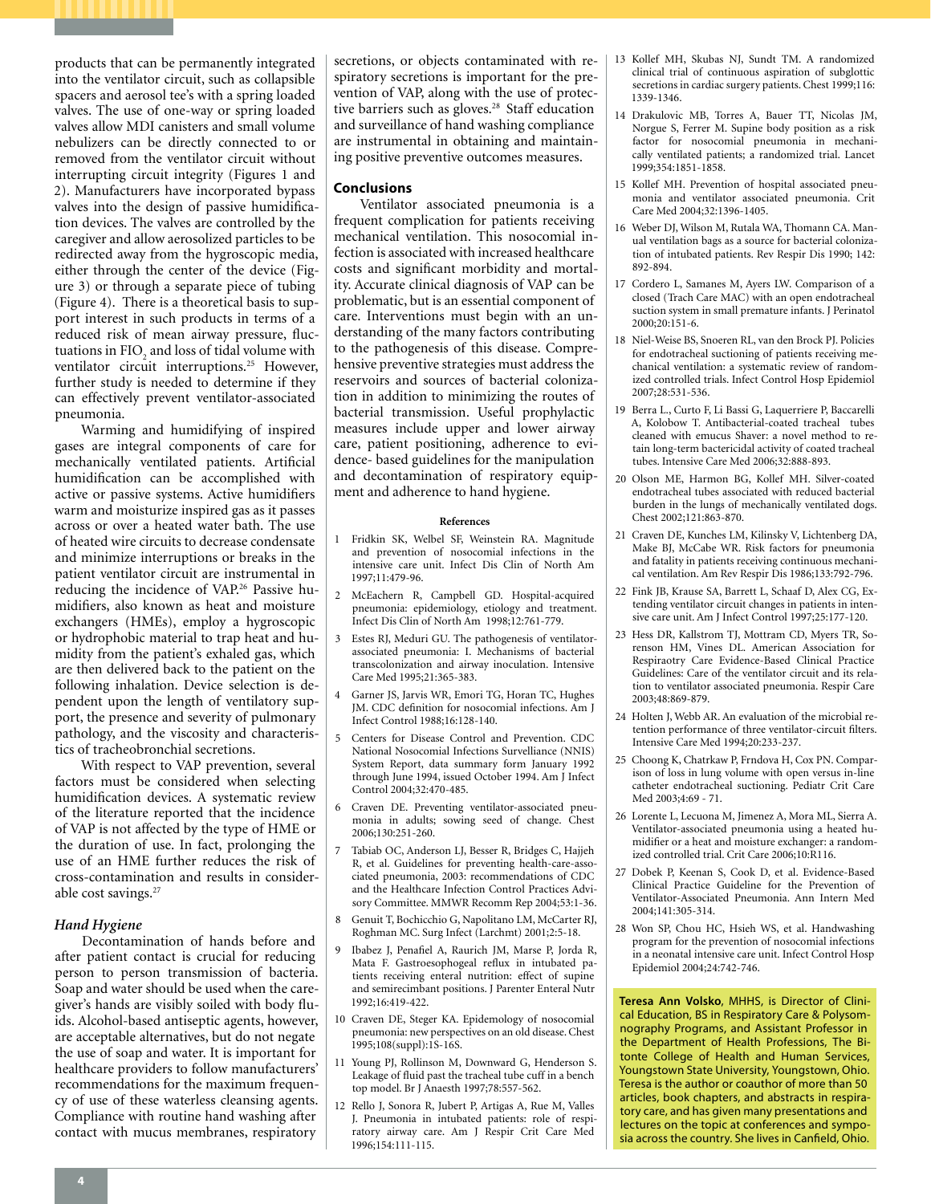products that can be permanently integrated into the ventilator circuit, such as collapsible spacers and aerosol tee's with a spring loaded valves. The use of one-way or spring loaded valves allow MDI canisters and small volume nebulizers can be directly connected to or removed from the ventilator circuit without interrupting circuit integrity (Figures 1 and 2). Manufacturers have incorporated bypass valves into the design of passive humidification devices. The valves are controlled by the caregiver and allow aerosolized particles to be redirected away from the hygroscopic media, either through the center of the device (Figure 3) or through a separate piece of tubing (Figure 4). There is a theoretical basis to support interest in such products in terms of a reduced risk of mean airway pressure, fluctuations in $FIO_2$ and loss of tidal volume with ventilator circuit interruptions.[25] However, further study is needed to determine if they can effectively prevent ventilator-associated pneumonia.

Warming and humidifying of inspired gases are integral components of care for mechanically ventilated patients. Artificial humidification can be accomplished with active or passive systems. Active humidifiers warm and moisturize inspired gas as it passes across or over a heated water bath. The use of heated wire circuits to decrease condensate and minimize interruptions or breaks in the patient ventilator circuit are instrumental in reducing the incidence of VAP.[26] Passive humidifiers, also known as heat and moisture exchangers (HMEs), employ a hygroscopic or hydrophobic material to trap heat and humidity from the patient's exhaled gas, which are then delivered back to the patient on the following inhalation. Device selection is dependent upon the length of ventilatory support, the presence and severity of pulmonary pathology, and the viscosity and characteristics of tracheobronchial secretions.

With respect to VAP prevention, several factors must be considered when selecting humidification devices. A systematic review of the literature reported that the incidence of VAP is not affected by the type of HME or the duration of use. In fact, prolonging the use of an HME further reduces the risk of cross-contamination and results in considerable cost savings.[27]

### *Hand Hygiene*

Decontamination of hands before and after patient contact is crucial for reducing person to person transmission of bacteria. Soap and water should be used when the caregiver's hands are visibly soiled with body fluids. Alcohol-based antiseptic agents, however, are acceptable alternatives, but do not negate the use of soap and water. It is important for healthcare providers to follow manufacturers' recommendations for the maximum frequency of use of these waterless cleansing agents. Compliance with routine hand washing after contact with mucus membranes, respiratory secretions, or objects contaminated with respiratory secretions is important for the prevention of VAP, along with the use of protective barriers such as gloves.[28] Staff education and surveillance of hand washing compliance are instrumental in obtaining and maintaining positive preventive outcomes measures.

## Conclusions

Ventilator associated pneumonia is a frequent complication for patients receiving mechanical ventilation. This nosocomial infection is associated with increased healthcare costs and significant morbidity and mortality. Accurate clinical diagnosis of VAP can be problematic, but is an essential component of care. Interventions must begin with an understanding of the many factors contributing to the pathogenesis of this disease. Comprehensive preventive strategies must address the reservoirs and sources of bacterial colonization in addition to minimizing the routes of bacterial transmission. Useful prophylactic measures include upper and lower airway care, patient positioning, adherence to evidence- based guidelines for the manipulation and decontamination of respiratory equipment and adherence to hand hygiene.

### References

1. Fridkin SK, Welbel SF, Weinstein RA. Magnitude and prevention of nosocomial infections in the intensive care unit. Infect Dis Clin of North Am 1997;11:479-96.
2. McEachern R, Campbell GD. Hospital-acquired pneumonia: epidemiology, etiology and treatment. Infect Dis Clin of North Am 1998;12:761-779.
3. Estes RJ, Meduri GU. The pathogenesis of ventilator-associated pneumonia: I. Mechanisms of bacterial transcolonization and airway inoculation. Intensive Care Med 1995;21:365-383.
4. Garner JS, Jarvis WR, Emori TG, Horan TC, Hughes JM. CDC definition for nosocomial infections. Am J Infect Control 1988;16:128-140.
5. Centers for Disease Control and Prevention. CDC National Nosocomial Infections Survelliance (NNIS) System Report, data summary form January 1992 through June 1994, issued October 1994. Am J Infect Control 2004;32:470-485.
6. Craven DE. Preventing ventilator-associated pneumonia in adults; sowing seed of change. Chest 2006;130:251-260.
7. Tabiab OC, Anderson LJ, Besser R, Bridges C, Hajjeh R, et al. Guidelines for preventing health-care-associated pneumonia, 2003: recommendations of CDC and the Healthcare Infection Control Practices Advisory Committee. MMWR Recomm Rep 2004;53:1-36.
8. Genuit T, Bochicchio G, Napolitano LM, McCarter RJ, Roghman MC. Surg Infect (Larchmt) 2001;2:5-18.
9. Ibabez J, Penafiel A, Raurich JM, Marse P, Jorda R, Mata F. Gastroesophogeal reflux in intubated patients receiving enteral nutrition: effect of supine and semirecimbant positions. J Parenter Enteral Nutr 1992;16:419-422.
10. Craven DE, Steger KA. Epidemiology of nosocomial pneumonia: new perspectives on an old disease. Chest 1995;108(suppl):1S-16S.
11. Young PJ, Rollinson M, Downward G, Henderson S. Leakage of fluid past the tracheal tube cuff in a bench top model. Br J Anaesth 1997;78:557-562.
12. Rello J, Sonora R, Jubert P, Artigas A, Rue M, Valles J. Pneumonia in intubated patients: role of respiratory airway care. Am J Respir Crit Care Med 1996;154:111-115.
13. Kollef MH, Skubas NJ, Sundt TM. A randomized clinical trial of continuous aspiration of subglottic secretions in cardiac surgery patients. Chest 1999;116: 1339-1346.
14. Drakulovic MB, Torres A, Bauer TT, Nicolas JM, Norgue S, Ferrer M. Supine body position as a risk factor for nosocomial pneumonia in mechanically ventilated patients; a randomized trial. Lancet 1999;354:1851-1858.
15. Kollef MH. Prevention of hospital associated pneumonia and ventilator associated pneumonia. Crit Care Med 2004;32:1396-1405.
16. Weber DJ, Wilson M, Rutala WA, Thomann CA. Manual ventilation bags as a source for bacterial colonization of intubated patients. Rev Respir Dis 1990; 142: 892-894.
17. Cordero L, Samanes M, Ayers LW. Comparison of a closed (Trach Care MAC) with an open endotracheal suction system in small premature infants. J Perinatol 2000;20:151-6.
18. Niel-Weise BS, Snoeren RL, van den Brock PJ. Policies for endotracheal suctioning of patients receiving mechanical ventilation: a systematic review of randomized controlled trials. Infect Control Hosp Epidemiol 2007;28:531-536.
19. Berra L., Curto F, Li Bassi G, Laquerriere P, Baccarelli A, Kolobow T. Antibacterial-coated tracheal tubes cleaned with emucus Shaver: a novel method to retain long-term bactericidal activity of coated tracheal tubes. Intensive Care Med 2006;32:888-893.
20. Olson ME, Harmon BG, Kollef MH. Silver-coated endotracheal tubes associated with reduced bacterial burden in the lungs of mechanically ventilated dogs. Chest 2002;121:863-870.
21. Craven DE, Kunches LM, Kilinsky V, Lichtenberg DA, Make BJ, McCabe WR. Risk factors for pneumonia and fatality in patients receiving continuous mechanical ventilation. Am Rev Respir Dis 1986;133:792-796.
22. Fink JB, Krause SA, Barrett L, Schaaf D, Alex CG, Extending ventilator circuit changes in patients in intensive care unit. Am J Infect Control 1997;25:177-120.
23. Hess DR, Kallstrom TJ, Mottram CD, Myers TR, Sorenson HM, Vines DL. American Association for Respiraotry Care Evidence-Based Clinical Practice Guidelines: Care of the ventilator circuit and its relation to ventilator associated pneumonia. Respir Care 2003;48:869-879.
24. Holten J, Webb AR. An evaluation of the microbial retention performance of three ventilator-circuit filters. Intensive Care Med 1994;20:233-237.
25. Choong K, Chatrkaw P, Frndova H, Cox PN. Comparison of loss in lung volume with open versus in-line catheter endotracheal suctioning. Pediatr Crit Care Med 2003;4:69 - 71.
26. Lorente L, Lecuona M, Jimenez A, Mora ML, Sierra A. Ventilator-associated pneumonia using a heated humidifier or a heat and moisture exchanger: a randomized controlled trial. Crit Care 2006;10:R116.
27. Dobek P, Keenan S, Cook D, et al. Evidence-Based Clinical Practice Guideline for the Prevention of Ventilator-Associated Pneumonia. Ann Intern Med 2004;141:305-314.
28. Won SP, Chou HC, Hsieh WS, et al. Handwashing program for the prevention of nosocomial infections in a neonatal intensive care unit. Infect Control Hosp Epidemiol 2004;24:742-746.

**Teresa Ann Volsko**, MHHS, is Director of Clinical Education, BS in Respiratory Care & Polysomnography Programs, and Assistant Professor in the Department of Health Professions, The Bitonte College of Health and Human Services, Youngstown State University, Youngstown, Ohio. Teresa is the author or coauthor of more than 50 articles, book chapters, and abstracts in respiratory care, and has given many presentations and lectures on the topic at conferences and symposia across the country. She lives in Canfield, Ohio.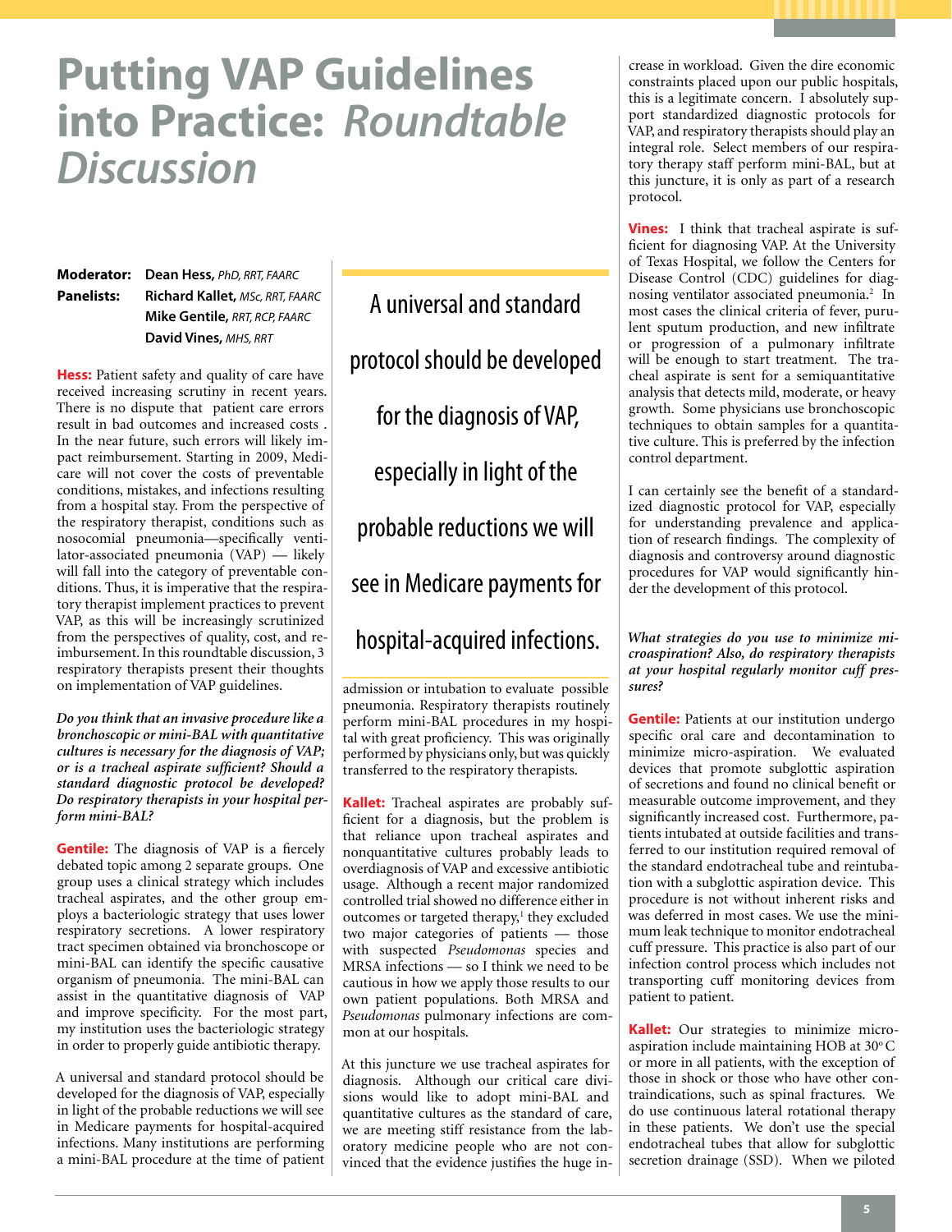# Putting VAP Guidelines into Practice: *Roundtable Discussion*

**Moderator:** **Dean Hess,** *PhD, RRT, FAARC*
**Panelists:** **Richard Kallet,** *MSc, RRT, FAARC*
**Mike Gentile,** *RRT, RCP, FAARC*
**David Vines,** *MHS, RRT*

**Hess:** Patient safety and quality of care have received increasing scrutiny in recent years. There is no dispute that patient care errors result in bad outcomes and increased costs . In the near future, such errors will likely impact reimbursement. Starting in 2009, Medicare will not cover the costs of preventable conditions, mistakes, and infections resulting from a hospital stay. From the perspective of the respiratory therapist, conditions such as nosocomial pneumonia—specifically ventilator-associated pneumonia (VAP) — likely will fall into the category of preventable conditions. Thus, it is imperative that the respiratory therapist implement practices to prevent VAP, as this will be increasingly scrutinized from the perspectives of quality, cost, and reimbursement. In this roundtable discussion, 3 respiratory therapists present their thoughts on implementation of VAP guidelines.

***Do you think that an invasive procedure like a bronchoscopic or mini-BAL with quantitative cultures is necessary for the diagnosis of VAP; or is a tracheal aspirate sufficient? Should a standard diagnostic protocol be developed? Do respiratory therapists in your hospital perform mini-BAL?***

**Gentile:** The diagnosis of VAP is a fiercely debated topic among 2 separate groups. One group uses a clinical strategy which includes tracheal aspirates, and the other group employs a bacteriologic strategy that uses lower respiratory secretions. A lower respiratory tract specimen obtained via bronchoscope or mini-BAL can identify the specific causative organism of pneumonia. The mini-BAL can assist in the quantitative diagnosis of VAP and improve specificity. For the most part, my institution uses the bacteriologic strategy in order to properly guide antibiotic therapy.

A universal and standard protocol should be developed for the diagnosis of VAP, especially in light of the probable reductions we will see in Medicare payments for hospital-acquired infections. Many institutions are performing a mini-BAL procedure at the time of patient admission or intubation to evaluate possible pneumonia. Respiratory therapists routinely perform mini-BAL procedures in my hospital with great proficiency. This was originally performed by physicians only, but was quickly transferred to the respiratory therapists.

> A universal and standard protocol should be developed for the diagnosis of VAP, especially in light of the probable reductions we will see in Medicare payments for hospital-acquired infections.

**Kallet:** Tracheal aspirates are probably sufficient for a diagnosis, but the problem is that reliance upon tracheal aspirates and nonquantitative cultures probably leads to overdiagnosis of VAP and excessive antibiotic usage. Although a recent major randomized controlled trial showed no difference either in outcomes or targeted therapy,[1] they excluded two major categories of patients — those with suspected *Pseudomonas* species and MRSA infections — so I think we need to be cautious in how we apply those results to our own patient populations. Both MRSA and *Pseudomonas* pulmonary infections are common at our hospitals.

At this juncture we use tracheal aspirates for diagnosis. Although our critical care divisions would like to adopt mini-BAL and quantitative cultures as the standard of care, we are meeting stiff resistance from the laboratory medicine people who are not convinced that the evidence justifies the huge increase in workload. Given the dire economic constraints placed upon our public hospitals, this is a legitimate concern. I absolutely support standardized diagnostic protocols for VAP, and respiratory therapists should play an integral role. Select members of our respiratory therapy staff perform mini-BAL, but at this juncture, it is only as part of a research protocol.

**Vines:** I think that tracheal aspirate is sufficient for diagnosing VAP. At the University of Texas Hospital, we follow the Centers for Disease Control (CDC) guidelines for diagnosing ventilator associated pneumonia.[2] In most cases the clinical criteria of fever, purulent sputum production, and new infiltrate or progression of a pulmonary infiltrate will be enough to start treatment. The tracheal aspirate is sent for a semiquantitative analysis that detects mild, moderate, or heavy growth. Some physicians use bronchoscopic techniques to obtain samples for a quantitative culture. This is preferred by the infection control department.

I can certainly see the benefit of a standardized diagnostic protocol for VAP, especially for understanding prevalence and application of research findings. The complexity of diagnosis and controversy around diagnostic procedures for VAP would significantly hinder the development of this protocol.

***What strategies do you use to minimize microaspiration? Also, do respiratory therapists at your hospital regularly monitor cuff pressures?***

**Gentile:** Patients at our institution undergo specific oral care and decontamination to minimize micro-aspiration. We evaluated devices that promote subglottic aspiration of secretions and found no clinical benefit or measurable outcome improvement, and they significantly increased cost. Furthermore, patients intubated at outside facilities and transferred to our institution required removal of the standard endotracheal tube and reintubation with a subglottic aspiration device. This procedure is not without inherent risks and was deferred in most cases. We use the minimum leak technique to monitor endotracheal cuff pressure. This practice is also part of our infection control process which includes not transporting cuff monitoring devices from patient to patient.

**Kallet:** Our strategies to minimize microaspiration include maintaining HOB at 30°C or more in all patients, with the exception of those in shock or those who have other contraindications, such as spinal fractures. We do use continuous lateral rotational therapy in these patients. We don't use the special endotracheal tubes that allow for subglottic secretion drainage (SSD). When we piloted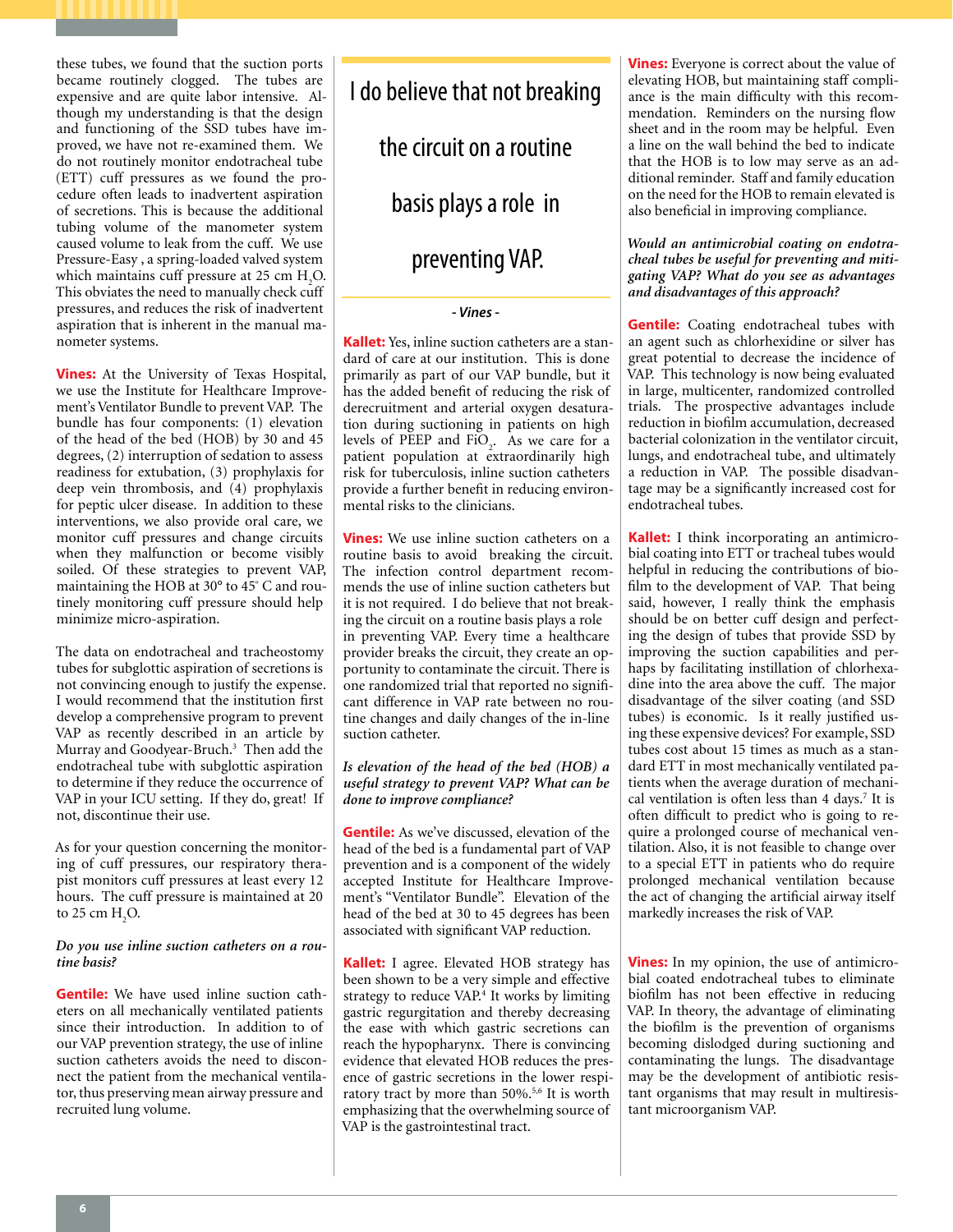these tubes, we found that the suction ports became routinely clogged. The tubes are expensive and are quite labor intensive. Although my understanding is that the design and functioning of the SSD tubes have improved, we have not re-examined them. We do not routinely monitor endotracheal tube (ETT) cuff pressures as we found the procedure often leads to inadvertent aspiration of secretions. This is because the additional tubing volume of the manometer system caused volume to leak from the cuff. We use Pressure-Easy, a spring-loaded valved system which maintains cuff pressure at 25 cm $H_2O$. This obviates the need to manually check cuff pressures, and reduces the risk of inadvertent aspiration that is inherent in the manual manometer systems.

**Vines:** At the University of Texas Hospital, we use the Institute for Healthcare Improvement's Ventilator Bundle to prevent VAP. The bundle has four components: (1) elevation of the head of the bed (HOB) by 30 and 45 degrees, (2) interruption of sedation to assess readiness for extubation, (3) prophylaxis for deep vein thrombosis, and (4) prophylaxis for peptic ulcer disease. In addition to these interventions, we also provide oral care, we monitor cuff pressures and change circuits when they malfunction or become visibly soiled. Of these strategies to prevent VAP, maintaining the HOB at 30° to 45° C and routinely monitoring cuff pressure should help minimize micro-aspiration.

The data on endotracheal and tracheostomy tubes for subglottic aspiration of secretions is not convincing enough to justify the expense. I would recommend that the institution first develop a comprehensive program to prevent VAP as recently described in an article by Murray and Goodyear-Bruch.[3] Then add the endotracheal tube with subglottic aspiration to determine if they reduce the occurrence of VAP in your ICU setting. If they do, great! If not, discontinue their use.

As for your question concerning the monitoring of cuff pressures, our respiratory therapist monitors cuff pressures at least every 12 hours. The cuff pressure is maintained at 20 to 25 cm $H_2O$.

***Do you use inline suction catheters on a routine basis?***

**Gentile:** We have used inline suction catheters on all mechanically ventilated patients since their introduction. In addition to of our VAP prevention strategy, the use of inline suction catheters avoids the need to disconnect the patient from the mechanical ventilator, thus preserving mean airway pressure and recruited lung volume.

> I do believe that not breaking the circuit on a routine basis plays a role in preventing VAP.
>
> *- Vines -*

**Kallet:** Yes, inline suction catheters are a standard of care at our institution. This is done primarily as part of our VAP bundle, but it has the added benefit of reducing the risk of derecruitment and arterial oxygen desaturation during suctioning in patients on high levels of PEEP and $FiO_2$. As we care for a patient population at extraordinarily high risk for tuberculosis, inline suction catheters provide a further benefit in reducing environmental risks to the clinicians.

**Vines:** We use inline suction catheters on a routine basis to avoid breaking the circuit. The infection control department recommends the use of inline suction catheters but it is not required. I do believe that not breaking the circuit on a routine basis plays a role in preventing VAP. Every time a healthcare provider breaks the circuit, they create an opportunity to contaminate the circuit. There is one randomized trial that reported no significant difference in VAP rate between no routine changes and daily changes of the in-line suction catheter.

***Is elevation of the head of the bed (HOB) a useful strategy to prevent VAP? What can be done to improve compliance?***

**Gentile:** As we've discussed, elevation of the head of the bed is a fundamental part of VAP prevention and is a component of the widely accepted Institute for Healthcare Improvement's "Ventilator Bundle". Elevation of the head of the bed at 30 to 45 degrees has been associated with significant VAP reduction.

**Kallet:** I agree. Elevated HOB strategy has been shown to be a very simple and effective strategy to reduce VAP.[4] It works by limiting gastric regurgitation and thereby decreasing the ease with which gastric secretions can reach the hypopharynx. There is convincing evidence that elevated HOB reduces the presence of gastric secretions in the lower respiratory tract by more than 50%.[5,6] It is worth emphasizing that the overwhelming source of VAP is the gastrointestinal tract.

**Vines:** Everyone is correct about the value of elevating HOB, but maintaining staff compliance is the main difficulty with this recommendation. Reminders on the nursing flow sheet and in the room may be helpful. Even a line on the wall behind the bed to indicate that the HOB is to low may serve as an additional reminder. Staff and family education on the need for the HOB to remain elevated is also beneficial in improving compliance.

***Would an antimicrobial coating on endotracheal tubes be useful for preventing and mitigating VAP? What do you see as advantages and disadvantages of this approach?***

**Gentile:** Coating endotracheal tubes with an agent such as chlorhexidine or silver has great potential to decrease the incidence of VAP. This technology is now being evaluated in large, multicenter, randomized controlled trials. The prospective advantages include reduction in biofilm accumulation, decreased bacterial colonization in the ventilator circuit, lungs, and endotracheal tube, and ultimately a reduction in VAP. The possible disadvantage may be a significantly increased cost for endotracheal tubes.

**Kallet:** I think incorporating an antimicrobial coating into ETT or tracheal tubes would helpful in reducing the contributions of biofilm to the development of VAP. That being said, however, I really think the emphasis should be on better cuff design and perfecting the design of tubes that provide SSD by improving the suction capabilities and perhaps by facilitating instillation of chlorhexadine into the area above the cuff. The major disadvantage of the silver coating (and SSD tubes) is economic. Is it really justified using these expensive devices? For example, SSD tubes cost about 15 times as much as a standard ETT in most mechanically ventilated patients when the average duration of mechanical ventilation is often less than 4 days.[7] It is often difficult to predict who is going to require a prolonged course of mechanical ventilation. Also, it is not feasible to change over to a special ETT in patients who do require prolonged mechanical ventilation because the act of changing the artificial airway itself markedly increases the risk of VAP.

**Vines:** In my opinion, the use of antimicrobial coated endotracheal tubes to eliminate biofilm has not been effective in reducing VAP. In theory, the advantage of eliminating the biofilm is the prevention of organisms becoming dislodged during suctioning and contaminating the lungs. The disadvantage may be the development of antibiotic resistant organisms that may result in multiresistant microorganism VAP.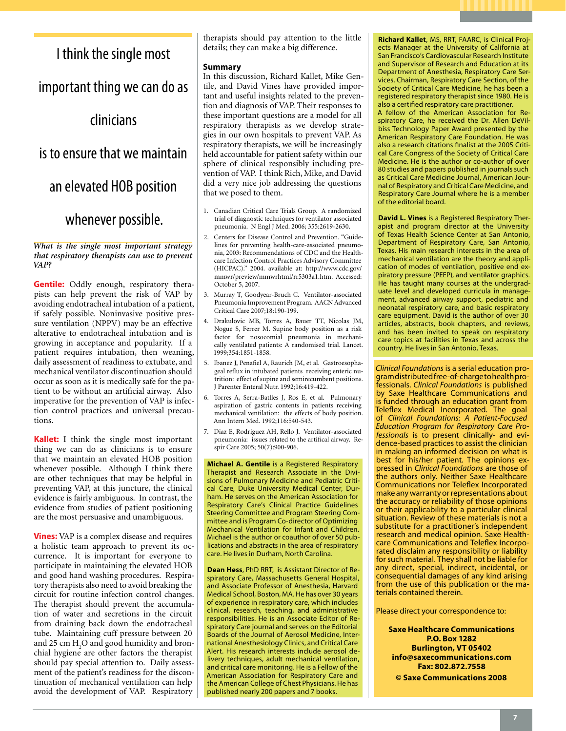> I think the single most important thing we can do as clinicians is to ensure that we maintain an elevated HOB position whenever possible.

*What is the single most important strategy that respiratory therapists can use to prevent VAP?*

**Gentile:** Oddly enough, respiratory therapists can help prevent the risk of VAP by avoiding endotracheal intubation of a patient, if safely possible. Noninvasive positive pressure ventilation (NPPV) may be an effective alterative to endotracheal intubation and is growing in acceptance and popularity. If a patient requires intubation, then weaning, daily assessment of readiness to extubate, and mechanical ventilator discontinuation should occur as soon as it is medically safe for the patient to be without an artificial airway. Also imperative for the prevention of VAP is infection control practices and universal precautions.

**Kallet:** I think the single most important thing we can do as clinicians is to ensure that we maintain an elevated HOB position whenever possible. Although I think there are other techniques that may be helpful in preventing VAP, at this juncture, the clinical evidence is fairly ambiguous. In contrast, the evidence from studies of patient positioning are the most persuasive and unambiguous.

**Vines:** VAP is a complex disease and requires a holistic team approach to prevent its occurrence. It is important for everyone to participate in maintaining the elevated HOB and good hand washing procedures. Respiratory therapists also need to avoid breaking the circuit for routine infection control changes. The therapist should prevent the accumulation of water and secretions in the circuit from draining back down the endotracheal tube. Maintaining cuff pressure between 20 and 25 cm $H_2O$ and good humidity and bronchial hygiene are other factors the therapist should pay special attention to. Daily assessment of the patient's readiness for the discontinuation of mechanical ventilation can help avoid the development of VAP. Respiratory therapists should pay attention to the little details; they can make a big difference.

## Summary

In this discussion, Richard Kallet, Mike Gentile, and David Vines have provided important and useful insights related to the prevention and diagnosis of VAP. Their responses to these important questions are a model for all respiratory therapists as we develop strategies in our own hospitals to prevent VAP. As respiratory therapists, we will be increasingly held accountable for patient safety within our sphere of clinical responsibly including prevention of VAP. I think Rich, Mike, and David did a very nice job addressing the questions that we posed to them.

1. Canadian Critical Care Trials Group. A randomized trial of diagnostic techniques for ventilator associated pneumonia. N Engl J Med. 2006; 355:2619-2630.
2. Centers for Disease Control and Prevention. "Guidelines for preventing health-care-associated pneumonia, 2003: Recommendations of CDC and the Healthcare Infection Control Practices Advisory Committee (HICPAC)." 2004. available at: http://www.cdc.gov/mmwr/preview/mmwrhtml/rr5303a1.htm. Accessed: October 5, 2007.
3. Murray T, Goodyear-Bruch C. Ventilator-associated Pneumonia Improvement Program. AACN Advanced Critical Care 2007;18:190-199.
4. Drakulovic MB, Torres A, Bauer TT, Nicolas JM, Nogue S, Ferrer M. Supine body position as a risk factor for nosocomial pneumonia in mechanically ventilated patients: A randomised trial. Lancet. 1999;354:1851-1858.
5. Ibanez J, Penafiel A, Raurich JM, et al. Gastroesophageal reflux in intubated patients receiving enteric nutrition: effect of supine and semirecumbent positions. J Parenter Enteral Nutr. 1992;16:419-422.
6. Torres A, Serra-Batlles J, Ros E, et al. Pulmonary aspiration of gastric contents in patients receiving mechanical ventilation: the effects of body position. Ann Intern Med. 1992;116:540-543.
7. Diaz E, Rodriguez AH, Rello J. Ventilator-associated pneumonia: issues related to the artifical airway. Respir Care 2005; 50(7):900-906.

**Michael A. Gentile** is a Registered Respiratory Therapist and Research Associate in the Divisions of Pulmonary Medicine and Pediatric Critical Care, Duke University Medical Center, Durham. He serves on the American Association for Respiratory Care's Clinical Practice Guidelines Steering Committee and Program Steering Committee and is Program Co-director of Optimizing Mechanical Ventilation for Infant and Children. Michael is the author or coauthor of over 50 publications and abstracts in the area of respiratory care. He lives in Durham, North Carolina.

**Dean Hess**, PhD RRT, is Assistant Director of Respiratory Care, Massachusetts General Hospital, and Associate Professor of Anesthesia, Harvard Medical School, Boston, MA. He has over 30 years of experience in respiratory care, which includes clinical, research, teaching, and administrative responsibilities. He is an Associate Editor of Respiratory Care journal and serves on the Editorial Boards of the Journal of Aerosol Medicine, International Anesthesiology Clinics, and Critical Care Alert. His research interests include aerosol delivery techniques, adult mechanical ventilation, and critical care monitoring. He is a Fellow of the American Association for Respiratory Care and the American College of Chest Physicians. He has published nearly 200 papers and 7 books.

**Richard Kallet**, MS, RRT, FAARC, is Clinical Projects Manager at the University of California at San Francisco's Cardiovascular Research Institute and Supervisor of Research and Education at its Department of Anesthesia, Respiratory Care Services. Chairman, Respiratory Care Section, of the Society of Critical Care Medicine, he has been a registered respiratory therapist since 1980. He is also a certified respiratory care practitioner.
A fellow of the American Association for Respiratory Care, he received the Dr. Allen DeVilbiss Technology Paper Award presented by the American Respiratory Care Foundation. He was also a research citations finalist at the 2005 Critical Care Congress of the Society of Critical Care Medicine. He is the author or co-author of over 80 studies and papers published in journals such as Critical Care Medicine Journal, American Journal of Respiratory and Critical Care Medicine, and Respiratory Care Journal where he is a member of the editorial board.

**David L. Vines** is a Registered Respiratory Therapist and program director at the University of Texas Health Science Center at San Antonio, Department of Respiratory Care, San Antonio, Texas. His main research interests in the area of mechanical ventilation are the theory and application of modes of ventilation, positive end expiratory pressure (PEEP), and ventilator graphics. He has taught many courses at the undergraduate level and developed curricula in management, advanced airway support, pediatric and neonatal respiratory care, and basic respiratory care equipment. David is the author of over 30 articles, abstracts, book chapters, and reviews, and has been invited to speak on respiratory care topics at facilities in Texas and across the country. He lives in San Antonio, Texas.

*Clinical Foundations* is a serial education program distributed free-of-charge to health professionals. *Clinical Foundations* is published by Saxe Healthcare Communications and is funded through an education grant from Teleflex Medical Incorporated. The goal of *Clinical Foundations: A Patient-Focused Education Program for Respiratory Care Professionals* is to present clinically- and evidence-based practices to assist the clinician in making an informed decision on what is best for his/her patient. The opinions expressed in *Clinical Foundations* are those of the authors only. Neither Saxe Healthcare Communications nor Teleflex Incorporated make any warranty or representations about the accuracy or reliability of those opinions or their applicability to a particular clinical situation. Review of these materials is not a substitute for a practitioner's independent research and medical opinion. Saxe Healthcare Communications and Teleflex Incorporated disclaim any responsibility or liability for such material. They shall not be liable for any direct, special, indirect, incidental, or consequential damages of any kind arising from the use of this publication or the materials contained therein.

Please direct your correspondence to:

**Saxe Healthcare Communications**
**P.O. Box 1282**
**Burlington, VT 05402**
**info@saxecommunications.com**
**Fax: 802.872.7558**
**© Saxe Communications 2008**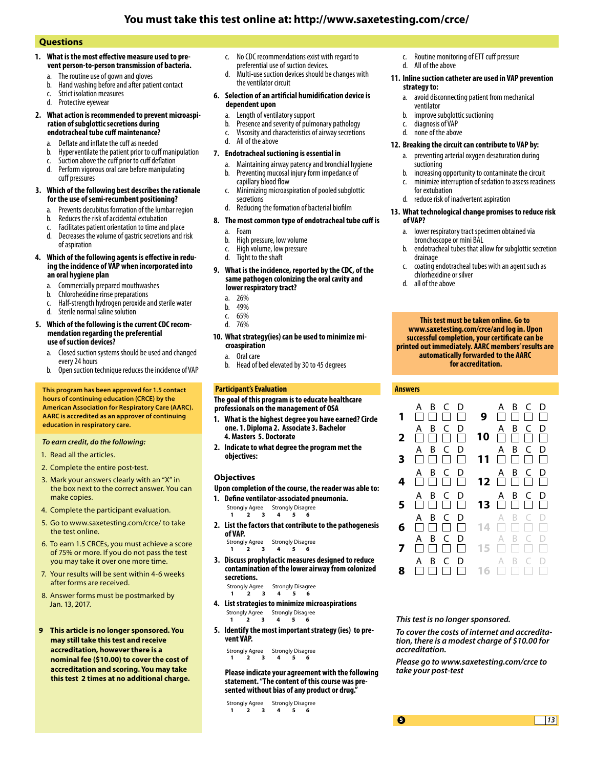# You must take this test online at: http://www.saxetesting.com/crce/

## Questions

**1. What is the most effective measure used to prevent person-to-person transmission of bacteria.**

a. The routine use of gown and gloves
b. Hand washing before and after patient contact
c. Strict isolation measures
d. Protective eyewear

**2. What action is recommended to prevent microaspiration of subglottic secretions during endotracheal tube cuff maintenance?**

a. Deflate and inflate the cuff as needed
b. Hyperventilate the patient prior to cuff manipulation
c. Suction above the cuff prior to cuff deflation
d. Perform vigorous oral care before manipulating cuff pressures

**3. Which of the following best describes the rationale for the use of semi-recumbent positioning?**

a. Prevents decubitus formation of the lumbar region
b. Reduces the risk of accidental extubation
c. Facilitates patient orientation to time and place
d. Decreases the volume of gastric secretions and risk of aspiration

**4. Which of the following agents is effective in reducing the incidence of VAP when incorporated into an oral hygiene plan**

a. Commercially prepared mouthwashes
b. Chlorohexidine rinse preparations
c. Half-strength hydrogen peroxide and sterile water
d. Sterile normal saline solution

**5. Which of the following is the current CDC recommendation regarding the preferential use of suction devices?**

a. Closed suction systems should be used and changed every 24 hours
b. Open suction technique reduces the incidence of VAP
c. No CDC recommendations exist with regard to preferential use of suction devices.
d. Multi-use suction devices should be changes with the ventilator circuit

**6. Selection of an artificial humidification device is dependent upon**

a. Length of ventilatory support
b. Presence and severity of pulmonary pathology
c. Viscosity and characteristics of airway secretions
d. All of the above

**7. Endotracheal suctioning is essential in**

a. Maintaining airway patency and bronchial hygiene
b. Preventing mucosal injury form impedance of capillary blood flow
c. Minimizing microaspiration of pooled subglottic secretions
d. Reducing the formation of bacterial biofilm

**8. The most common type of endotracheal tube cuff is**

a. Foam
b. High pressure, low volume
c. High volume, low pressure
d. Tight to the shaft

**9. What is the incidence, reported by the CDC, of the same pathogen colonizing the oral cavity and lower respiratory tract?**

a. 26%
b. 49%
c. 65%
d. 76%

**10. What strategy(ies) can be used to minimize microaspiration**

a. Oral care
b. Head of bed elevated by 30 to 45 degrees
c. Routine monitoring of ETT cuff pressure
d. All of the above

**11. Inline suction catheter are used in VAP prevention strategy to:**

a. avoid disconnecting patient from mechanical ventilator
b. improve subglottic suctioning
c. diagnosis of VAP
d. none of the above

**12. Breaking the circuit can contribute to VAP by:**

a. preventing arterial oxygen desaturation during suctioning
b. increasing opportunity to contaminate the circuit
c. minimize interruption of sedation to assess readiness for extubation
d. reduce risk of inadvertent aspiration

**13. What technological change promises to reduce risk of VAP?**

a. lower respiratory tract specimen obtained via bronchoscope or mini BAL
b. endotracheal tubes that allow for subglottic secretion drainage
c. coating endotracheal tubes with an agent such as chlorhexidine or silver
d. all of the above

**This program has been approved for 1.5 contact hours of continuing education (CRCE) by the American Association for Respiratory Care (AARC). AARC is accredited as an approver of continuing education in respiratory care.**

***To earn credit, do the following:***

1. Read all the articles.
2. Complete the entire post-test.
3. Mark your answers clearly with an "X" in the box next to the correct answer. You can make copies.
4. Complete the participant evaluation.
5. Go to www.saxetesting.com/crce/ to take the test online.
6. To earn 1.5 CRCEs, you must achieve a score of 75% or more. If you do not pass the test you may take it over one more time.
7. Your results will be sent within 4-6 weeks after forms are received.
8. Answer forms must be postmarked by Jan. 13, 2017.

**9 This article is no longer sponsored. You may still take this test and receive accreditation, however there is a nominal fee ($10.00) to cover the cost of accreditation and scoring. You may take this test 2 times at no additional charge.**

## Participant's Evaluation

**The goal of this program is to educate healthcare professionals on the management of OSA**

**1. What is the highest degree you have earned? Circle one. 1. Diploma 2. Associate 3. Bachelor 4. Masters 5. Doctorate**

**2. Indicate to what degree the program met the objectives:**

### Objectives

**Upon completion of the course, the reader was able to:**

**1. Define ventilator-associated pneumonia.**

Strongly Agree Strongly Disagree
1 2 3 4 5 6

**2. List the factors that contribute to the pathogenesis of VAP.**

Strongly Agree Strongly Disagree
1 2 3 4 5 6

**3. Discuss prophylactic measures designed to reduce contamination of the lower airway from colonized secretions.**

Strongly Agree Strongly Disagree
1 2 3 4 5 6

**4. List strategies to minimize microaspirations**

Strongly Agree Strongly Disagree
1 2 3 4 5 6

**5. Identify the most important strategy (ies) to prevent VAP.**

Strongly Agree Strongly Disagree
1 2 3 4 5 6

**Please indicate your agreement with the following statement. "The content of this course was presented without bias of any product or drug."**

Strongly Agree Strongly Disagree
1 2 3 4 5 6

**This test must be taken online. Go to www.saxetesting.com/crce/and log in. Upon successful completion, your certificate can be printed out immediately. AARC members' results are automatically forwarded to the AARC for accreditation.**

## Answers

| | A | B | C | D | | A | B | C | D |
|---|---|---|---|---|---|---|---|---|---|
| 1 | ☐ | ☐ | ☐ | ☐ | 9 | ☐ | ☐ | ☐ | ☐ |
| 2 | ☐ | ☐ | ☐ | ☐ | 10 | ☐ | ☐ | ☐ | ☐ |
| 3 | ☐ | ☐ | ☐ | ☐ | 11 | ☐ | ☐ | ☐ | ☐ |
| 4 | ☐ | ☐ | ☐ | ☐ | 12 | ☐ | ☐ | ☐ | ☐ |
| 5 | ☐ | ☐ | ☐ | ☐ | 13 | ☐ | ☐ | ☐ | ☐ |
| 6 | ☐ | ☐ | ☐ | ☐ | 14 | ☐ | ☐ | ☐ | ☐ |
| 7 | ☐ | ☐ | ☐ | ☐ | 15 | ☐ | ☐ | ☐ | ☐ |
| 8 | ☐ | ☐ | ☐ | ☐ | 16 | ☐ | ☐ | ☐ | ☐ |

*This test is no longer sponsored.*

*To cover the costs of internet and accreditation, there is a modest charge of $10.00 for accreditation.*

*Please go to www.saxetesting.com/crce to take your post-test*